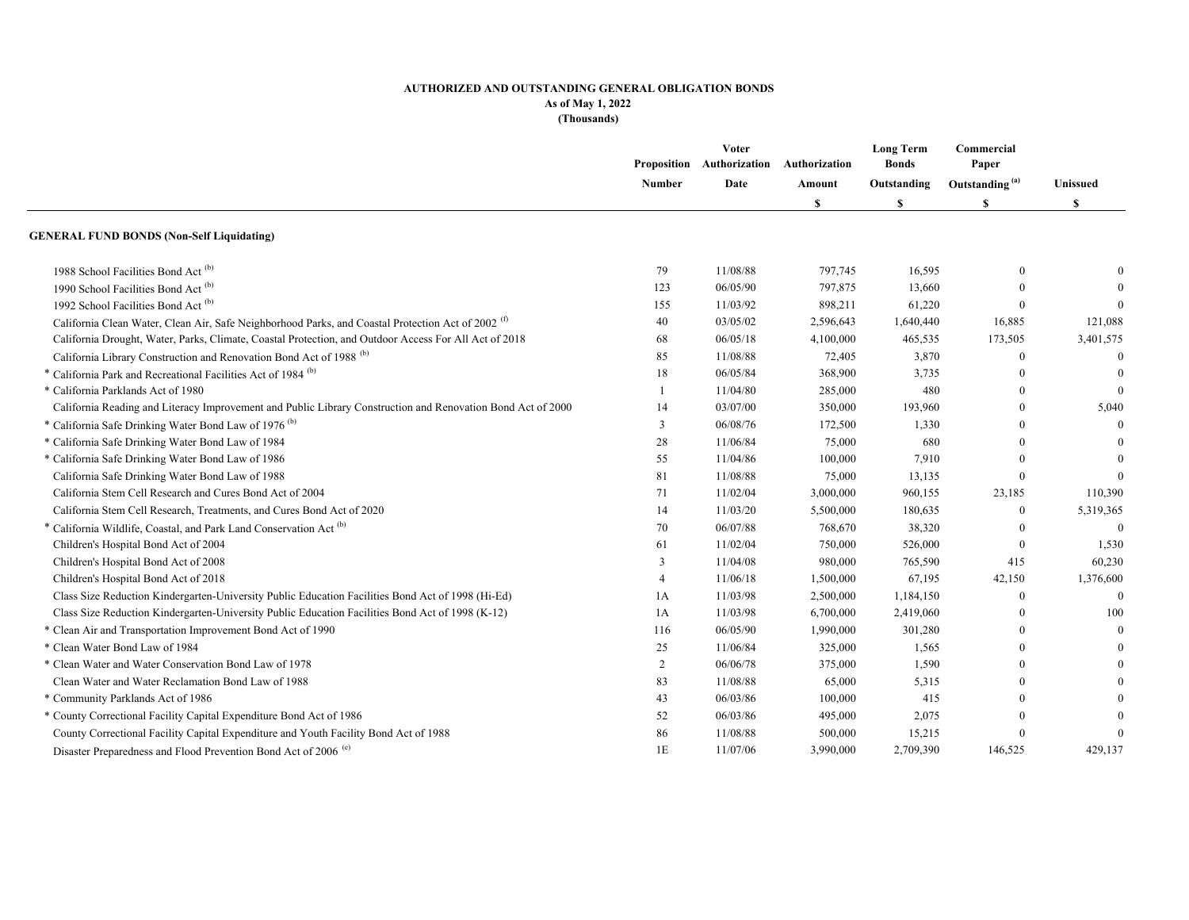**AUTHORIZED AND OUTSTANDING GENERAL OBLIGATION BONDS**
**As of May 1, 2022**
**(Thousands)**

| | Proposition Number | Voter Authorization Date | Authorization Amount | Long Term Bonds Outstanding | Commercial Paper Outstanding [(a)] | Unissued |
|---|---|---|---|---|---|---|
| | | | $ | $ | $ | $ |
| **GENERAL FUND BONDS (Non-Self Liquidating)** | | | | | | |
| 1988 School Facilities Bond Act [(b)] | 79 | 11/08/88 | 797,745 | 16,595 | 0 | 0 |
| 1990 School Facilities Bond Act [(b)] | 123 | 06/05/90 | 797,875 | 13,660 | 0 | 0 |
| 1992 School Facilities Bond Act [(b)] | 155 | 11/03/92 | 898,211 | 61,220 | 0 | 0 |
| California Clean Water, Clean Air, Safe Neighborhood Parks, and Coastal Protection Act of 2002 [(f)] | 40 | 03/05/02 | 2,596,643 | 1,640,440 | 16,885 | 121,088 |
| California Drought, Water, Parks, Climate, Coastal Protection, and Outdoor Access For All Act of 2018 | 68 | 06/05/18 | 4,100,000 | 465,535 | 173,505 | 3,401,575 |
| California Library Construction and Renovation Bond Act of 1988 [(b)] | 85 | 11/08/88 | 72,405 | 3,870 | 0 | 0 |
| * California Park and Recreational Facilities Act of 1984 [(b)] | 18 | 06/05/84 | 368,900 | 3,735 | 0 | 0 |
| * California Parklands Act of 1980 | 1 | 11/04/80 | 285,000 | 480 | 0 | 0 |
| California Reading and Literacy Improvement and Public Library Construction and Renovation Bond Act of 2000 | 14 | 03/07/00 | 350,000 | 193,960 | 0 | 5,040 |
| * California Safe Drinking Water Bond Law of 1976 [(b)] | 3 | 06/08/76 | 172,500 | 1,330 | 0 | 0 |
| * California Safe Drinking Water Bond Law of 1984 | 28 | 11/06/84 | 75,000 | 680 | 0 | 0 |
| * California Safe Drinking Water Bond Law of 1986 | 55 | 11/04/86 | 100,000 | 7,910 | 0 | 0 |
| California Safe Drinking Water Bond Law of 1988 | 81 | 11/08/88 | 75,000 | 13,135 | 0 | 0 |
| California Stem Cell Research and Cures Bond Act of 2004 | 71 | 11/02/04 | 3,000,000 | 960,155 | 23,185 | 110,390 |
| California Stem Cell Research, Treatments, and Cures Bond Act of 2020 | 14 | 11/03/20 | 5,500,000 | 180,635 | 0 | 5,319,365 |
| * California Wildlife, Coastal, and Park Land Conservation Act [(b)] | 70 | 06/07/88 | 768,670 | 38,320 | 0 | 0 |
| Children's Hospital Bond Act of 2004 | 61 | 11/02/04 | 750,000 | 526,000 | 0 | 1,530 |
| Children's Hospital Bond Act of 2008 | 3 | 11/04/08 | 980,000 | 765,590 | 415 | 60,230 |
| Children's Hospital Bond Act of 2018 | 4 | 11/06/18 | 1,500,000 | 67,195 | 42,150 | 1,376,600 |
| Class Size Reduction Kindergarten-University Public Education Facilities Bond Act of 1998 (Hi-Ed) | 1A | 11/03/98 | 2,500,000 | 1,184,150 | 0 | 0 |
| Class Size Reduction Kindergarten-University Public Education Facilities Bond Act of 1998 (K-12) | 1A | 11/03/98 | 6,700,000 | 2,419,060 | 0 | 100 |
| * Clean Air and Transportation Improvement Bond Act of 1990 | 116 | 06/05/90 | 1,990,000 | 301,280 | 0 | 0 |
| * Clean Water Bond Law of 1984 | 25 | 11/06/84 | 325,000 | 1,565 | 0 | 0 |
| * Clean Water and Water Conservation Bond Law of 1978 | 2 | 06/06/78 | 375,000 | 1,590 | 0 | 0 |
| Clean Water and Water Reclamation Bond Law of 1988 | 83 | 11/08/88 | 65,000 | 5,315 | 0 | 0 |
| * Community Parklands Act of 1986 | 43 | 06/03/86 | 100,000 | 415 | 0 | 0 |
| * County Correctional Facility Capital Expenditure Bond Act of 1986 | 52 | 06/03/86 | 495,000 | 2,075 | 0 | 0 |
| County Correctional Facility Capital Expenditure and Youth Facility Bond Act of 1988 | 86 | 11/08/88 | 500,000 | 15,215 | 0 | 0 |
| Disaster Preparedness and Flood Prevention Bond Act of 2006 [(e)] | 1E | 11/07/06 | 3,990,000 | 2,709,390 | 146,525 | 429,137 |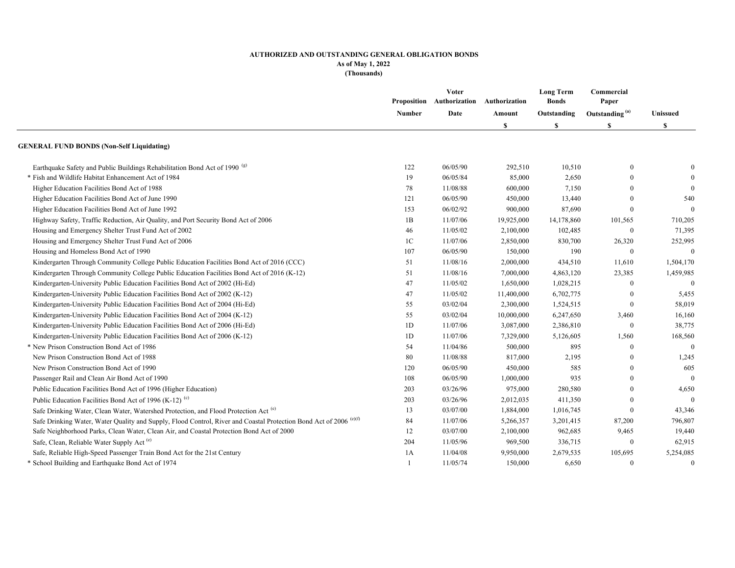**AUTHORIZED AND OUTSTANDING GENERAL OBLIGATION BONDS**
**As of May 1, 2022**
**(Thousands)**

| | Proposition Number | Voter Authorization Date | Authorization Amount $ | Long Term Bonds Outstanding $ | Commercial Paper Outstanding [(a)] $ | Unissued $ |
|---|---|---|---|---|---|---|
| **GENERAL FUND BONDS (Non-Self Liquidating)** | | | | | | |
| Earthquake Safety and Public Buildings Rehabilitation Bond Act of 1990 [(g)] | 122 | 06/05/90 | 292,510 | 10,510 | 0 | 0 |
| * Fish and Wildlife Habitat Enhancement Act of 1984 | 19 | 06/05/84 | 85,000 | 2,650 | 0 | 0 |
| Higher Education Facilities Bond Act of 1988 | 78 | 11/08/88 | 600,000 | 7,150 | 0 | 0 |
| Higher Education Facilities Bond Act of June 1990 | 121 | 06/05/90 | 450,000 | 13,440 | 0 | 540 |
| Higher Education Facilities Bond Act of June 1992 | 153 | 06/02/92 | 900,000 | 87,690 | 0 | 0 |
| Highway Safety, Traffic Reduction, Air Quality, and Port Security Bond Act of 2006 | 1B | 11/07/06 | 19,925,000 | 14,178,860 | 101,565 | 710,205 |
| Housing and Emergency Shelter Trust Fund Act of 2002 | 46 | 11/05/02 | 2,100,000 | 102,485 | 0 | 71,395 |
| Housing and Emergency Shelter Trust Fund Act of 2006 | 1C | 11/07/06 | 2,850,000 | 830,700 | 26,320 | 252,995 |
| Housing and Homeless Bond Act of 1990 | 107 | 06/05/90 | 150,000 | 190 | 0 | 0 |
| Kindergarten Through Community College Public Education Facilities Bond Act of 2016 (CCC) | 51 | 11/08/16 | 2,000,000 | 434,510 | 11,610 | 1,504,170 |
| Kindergarten Through Community College Public Education Facilities Bond Act of 2016 (K-12) | 51 | 11/08/16 | 7,000,000 | 4,863,120 | 23,385 | 1,459,985 |
| Kindergarten-University Public Education Facilities Bond Act of 2002 (Hi-Ed) | 47 | 11/05/02 | 1,650,000 | 1,028,215 | 0 | 0 |
| Kindergarten-University Public Education Facilities Bond Act of 2002 (K-12) | 47 | 11/05/02 | 11,400,000 | 6,702,775 | 0 | 5,455 |
| Kindergarten-University Public Education Facilities Bond Act of 2004 (Hi-Ed) | 55 | 03/02/04 | 2,300,000 | 1,524,515 | 0 | 58,019 |
| Kindergarten-University Public Education Facilities Bond Act of 2004 (K-12) | 55 | 03/02/04 | 10,000,000 | 6,247,650 | 3,460 | 16,160 |
| Kindergarten-University Public Education Facilities Bond Act of 2006 (Hi-Ed) | 1D | 11/07/06 | 3,087,000 | 2,386,810 | 0 | 38,775 |
| Kindergarten-University Public Education Facilities Bond Act of 2006 (K-12) | 1D | 11/07/06 | 7,329,000 | 5,126,605 | 1,560 | 168,560 |
| * New Prison Construction Bond Act of 1986 | 54 | 11/04/86 | 500,000 | 895 | 0 | 0 |
| New Prison Construction Bond Act of 1988 | 80 | 11/08/88 | 817,000 | 2,195 | 0 | 1,245 |
| New Prison Construction Bond Act of 1990 | 120 | 06/05/90 | 450,000 | 585 | 0 | 605 |
| Passenger Rail and Clean Air Bond Act of 1990 | 108 | 06/05/90 | 1,000,000 | 935 | 0 | 0 |
| Public Education Facilities Bond Act of 1996 (Higher Education) | 203 | 03/26/96 | 975,000 | 280,580 | 0 | 4,650 |
| Public Education Facilities Bond Act of 1996 (K-12) [(c)] | 203 | 03/26/96 | 2,012,035 | 411,350 | 0 | 0 |
| Safe Drinking Water, Clean Water, Watershed Protection, and Flood Protection Act [(e)] | 13 | 03/07/00 | 1,884,000 | 1,016,745 | 0 | 43,346 |
| Safe Drinking Water, Water Quality and Supply, Flood Control, River and Coastal Protection Bond Act of 2006 [(e)(f)] | 84 | 11/07/06 | 5,266,357 | 3,201,415 | 87,200 | 796,807 |
| Safe Neighborhood Parks, Clean Water, Clean Air, and Coastal Protection Bond Act of 2000 | 12 | 03/07/00 | 2,100,000 | 962,685 | 9,465 | 19,440 |
| Safe, Clean, Reliable Water Supply Act [(e)] | 204 | 11/05/96 | 969,500 | 336,715 | 0 | 62,915 |
| Safe, Reliable High-Speed Passenger Train Bond Act for the 21st Century | 1A | 11/04/08 | 9,950,000 | 2,679,535 | 105,695 | 5,254,085 |
| * School Building and Earthquake Bond Act of 1974 | 1 | 11/05/74 | 150,000 | 6,650 | 0 | 0 |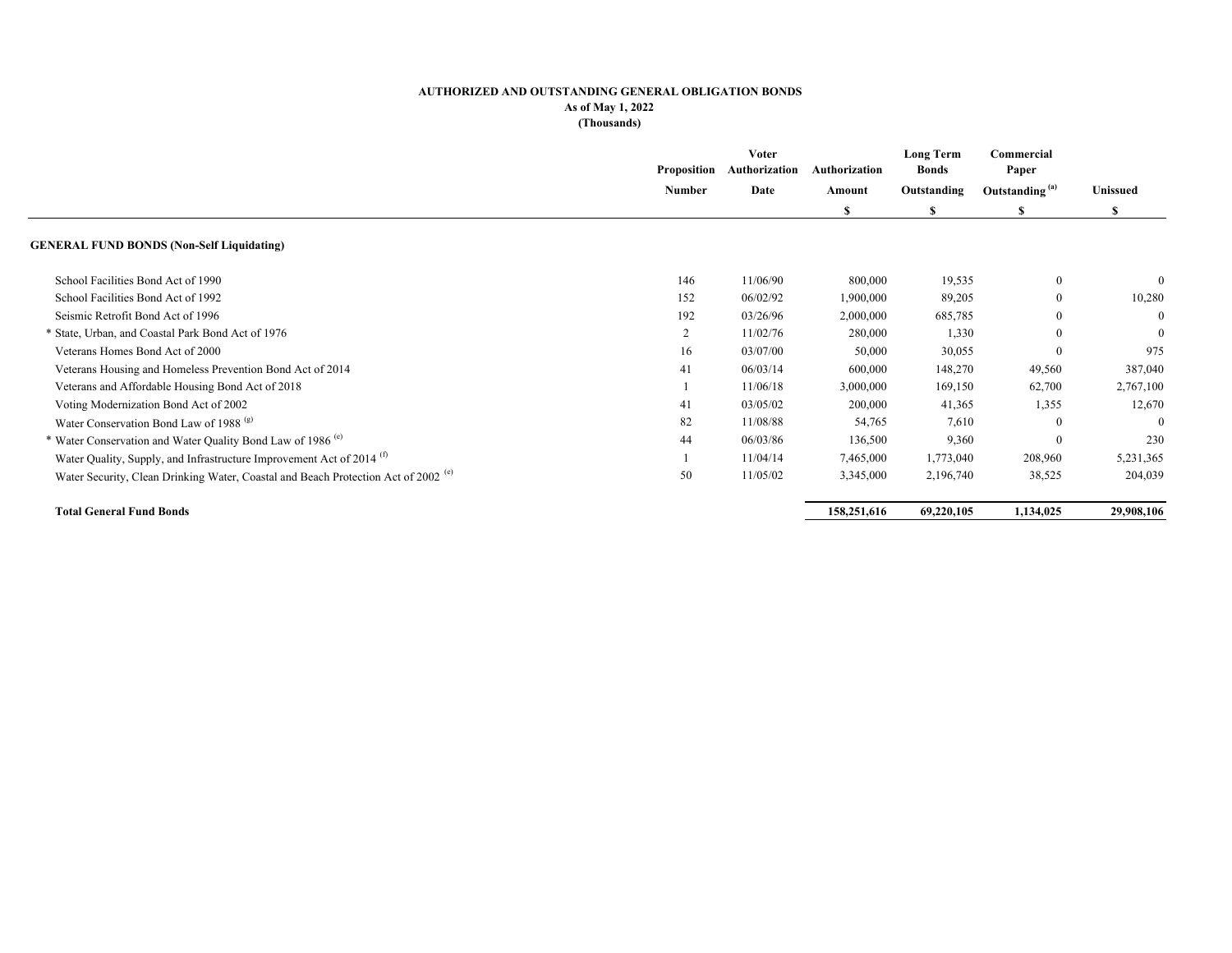**AUTHORIZED AND OUTSTANDING GENERAL OBLIGATION BONDS**
**As of May 1, 2022**
**(Thousands)**

| | Proposition Number | Voter Authorization Date | Authorization Amount $ | Long Term Bonds Outstanding $ | Commercial Paper Outstanding [(a)] $ | Unissued $ |
|---|---|---|---|---|---|---|
| **GENERAL FUND BONDS (Non-Self Liquidating)** | | | | | | |
| School Facilities Bond Act of 1990 | 146 | 11/06/90 | 800,000 | 19,535 | 0 | 0 |
| School Facilities Bond Act of 1992 | 152 | 06/02/92 | 1,900,000 | 89,205 | 0 | 10,280 |
| Seismic Retrofit Bond Act of 1996 | 192 | 03/26/96 | 2,000,000 | 685,785 | 0 | 0 |
| * State, Urban, and Coastal Park Bond Act of 1976 | 2 | 11/02/76 | 280,000 | 1,330 | 0 | 0 |
| Veterans Homes Bond Act of 2000 | 16 | 03/07/00 | 50,000 | 30,055 | 0 | 975 |
| Veterans Housing and Homeless Prevention Bond Act of 2014 | 41 | 06/03/14 | 600,000 | 148,270 | 49,560 | 387,040 |
| Veterans and Affordable Housing Bond Act of 2018 | 1 | 11/06/18 | 3,000,000 | 169,150 | 62,700 | 2,767,100 |
| Voting Modernization Bond Act of 2002 | 41 | 03/05/02 | 200,000 | 41,365 | 1,355 | 12,670 |
| Water Conservation Bond Law of 1988 [(g)] | 82 | 11/08/88 | 54,765 | 7,610 | 0 | 0 |
| * Water Conservation and Water Quality Bond Law of 1986 [(e)] | 44 | 06/03/86 | 136,500 | 9,360 | 0 | 230 |
| Water Quality, Supply, and Infrastructure Improvement Act of 2014 [(f)] | 1 | 11/04/14 | 7,465,000 | 1,773,040 | 208,960 | 5,231,365 |
| Water Security, Clean Drinking Water, Coastal and Beach Protection Act of 2002 [(e)] | 50 | 11/05/02 | 3,345,000 | 2,196,740 | 38,525 | 204,039 |
| **Total General Fund Bonds** | | | **158,251,616** | **69,220,105** | **1,134,025** | **29,908,106** |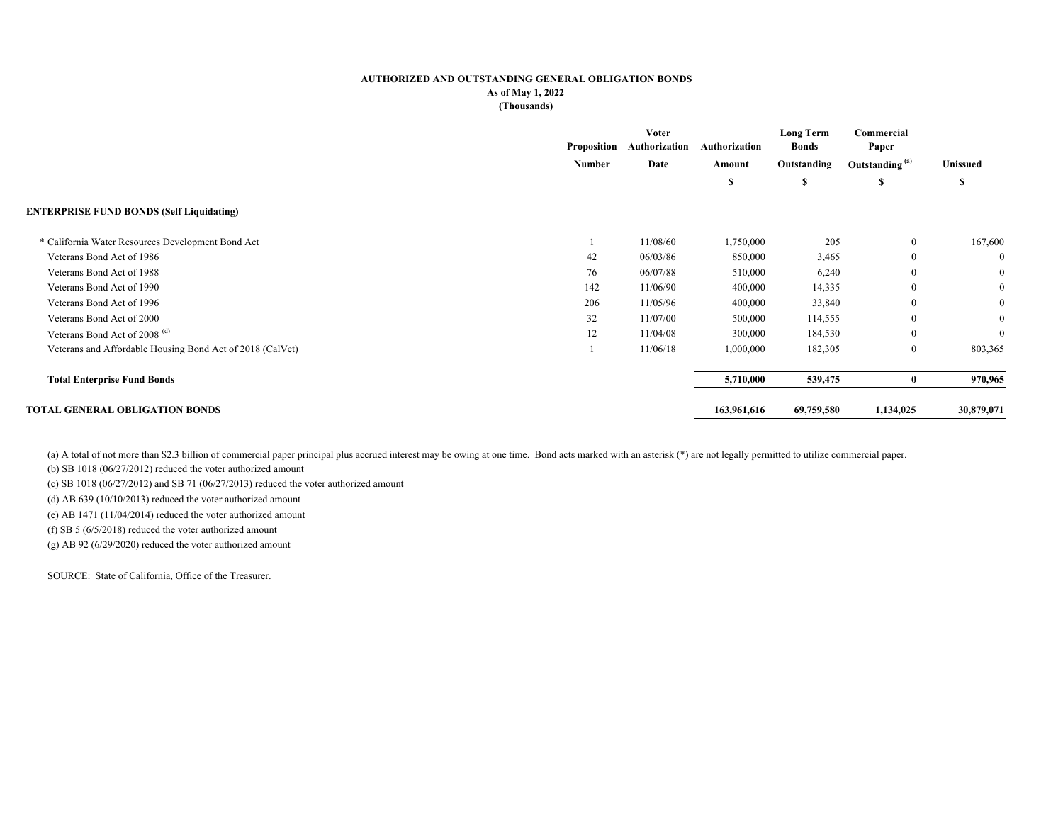**AUTHORIZED AND OUTSTANDING GENERAL OBLIGATION BONDS**
**As of May 1, 2022**
**(Thousands)**

| | Proposition Number | Voter Authorization Date | Authorization Amount $ | Long Term Bonds Outstanding $ | Commercial Paper Outstanding [(a)] $ | Unissued $ |
|---|---|---|---|---|---|---|
| **ENTERPRISE FUND BONDS (Self Liquidating)** | | | | | | |
| * California Water Resources Development Bond Act | 1 | 11/08/60 | 1,750,000 | 205 | 0 | 167,600 |
| Veterans Bond Act of 1986 | 42 | 06/03/86 | 850,000 | 3,465 | 0 | 0 |
| Veterans Bond Act of 1988 | 76 | 06/07/88 | 510,000 | 6,240 | 0 | 0 |
| Veterans Bond Act of 1990 | 142 | 11/06/90 | 400,000 | 14,335 | 0 | 0 |
| Veterans Bond Act of 1996 | 206 | 11/05/96 | 400,000 | 33,840 | 0 | 0 |
| Veterans Bond Act of 2000 | 32 | 11/07/00 | 500,000 | 114,555 | 0 | 0 |
| Veterans Bond Act of 2008 [(d)] | 12 | 11/04/08 | 300,000 | 184,530 | 0 | 0 |
| Veterans and Affordable Housing Bond Act of 2018 (CalVet) | 1 | 11/06/18 | 1,000,000 | 182,305 | 0 | 803,365 |
| **Total Enterprise Fund Bonds** | | | **5,710,000** | **539,475** | **0** | **970,965** |
| **TOTAL GENERAL OBLIGATION BONDS** | | | **163,961,616** | **69,759,580** | **1,134,025** | **30,879,071** |

(a) A total of not more than $2.3 billion of commercial paper principal plus accrued interest may be owing at one time. Bond acts marked with an asterisk (*) are not legally permitted to utilize commercial paper.

(b) SB 1018 (06/27/2012) reduced the voter authorized amount

(c) SB 1018 (06/27/2012) and SB 71 (06/27/2013) reduced the voter authorized amount

(d) AB 639 (10/10/2013) reduced the voter authorized amount

(e) AB 1471 (11/04/2014) reduced the voter authorized amount

(f) SB 5 (6/5/2018) reduced the voter authorized amount

(g) AB 92 (6/29/2020) reduced the voter authorized amount

SOURCE: State of California, Office of the Treasurer.